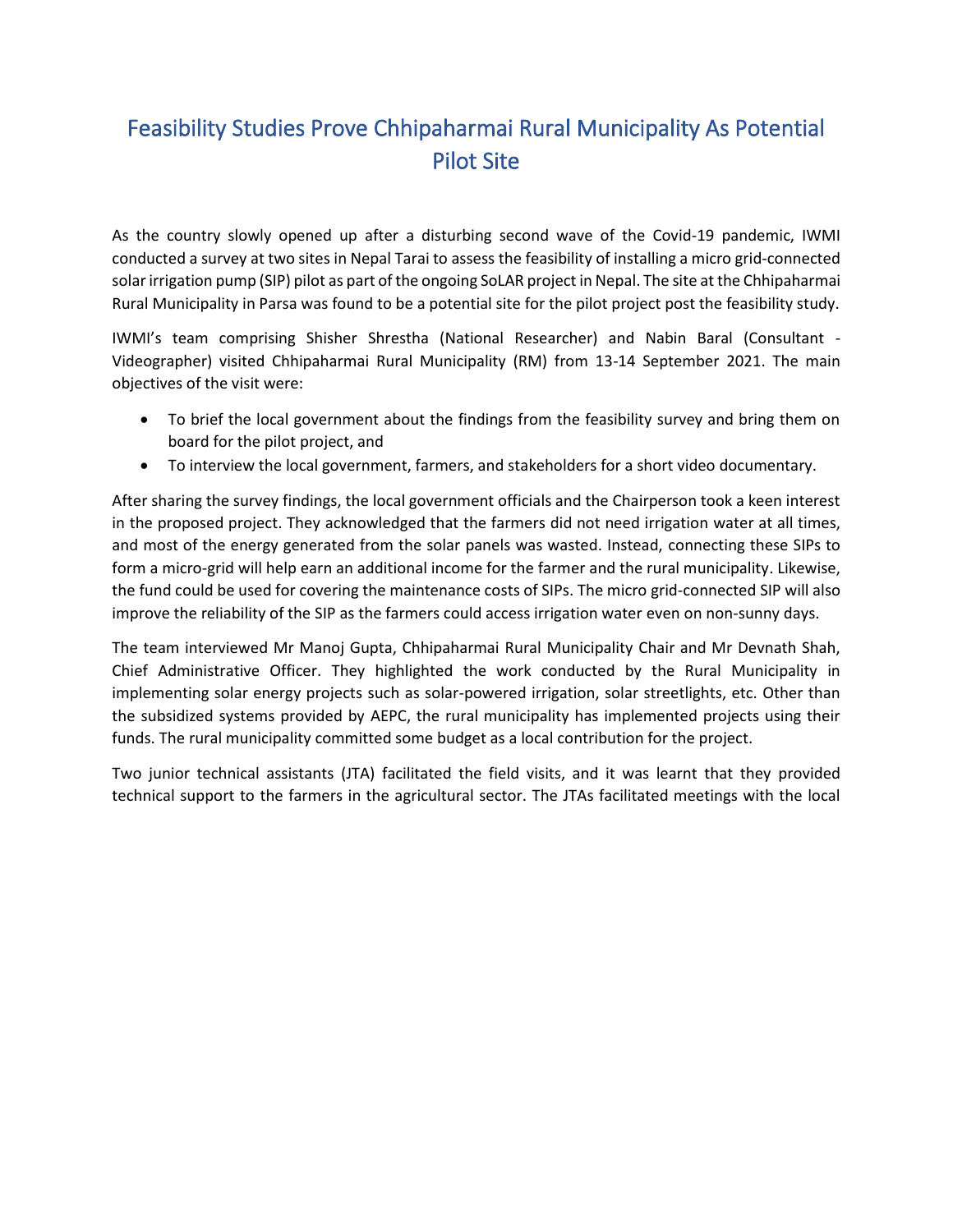# Feasibility Studies Prove Chhipaharmai Rural Municipality As Potential Pilot Site

As the country slowly opened up after a disturbing second wave of the Covid-19 pandemic, IWMI conducted a survey at two sites in Nepal Tarai to assess the feasibility of installing a micro grid-connected solar irrigation pump (SIP) pilot as part of the ongoing SoLAR project in Nepal. The site at the Chhipaharmai Rural Municipality in Parsa was found to be a potential site for the pilot project post the feasibility study.

IWMI's team comprising Shisher Shrestha (National Researcher) and Nabin Baral (Consultant - Videographer) visited Chhipaharmai Rural Municipality (RM) from 13-14 September 2021. The main objectives of the visit were:

- To brief the local government about the findings from the feasibility survey and bring them on board for the pilot project, and
- To interview the local government, farmers, and stakeholders for a short video documentary.

After sharing the survey findings, the local government officials and the Chairperson took a keen interest in the proposed project. They acknowledged that the farmers did not need irrigation water at all times, and most of the energy generated from the solar panels was wasted. Instead, connecting these SIPs to form a micro-grid will help earn an additional income for the farmer and the rural municipality. Likewise, the fund could be used for covering the maintenance costs of SIPs. The micro grid-connected SIP will also improve the reliability of the SIP as the farmers could access irrigation water even on non-sunny days.

The team interviewed Mr Manoj Gupta, Chhipaharmai Rural Municipality Chair and Mr Devnath Shah, Chief Administrative Officer. They highlighted the work conducted by the Rural Municipality in implementing solar energy projects such as solar-powered irrigation, solar streetlights, etc. Other than the subsidized systems provided by AEPC, the rural municipality has implemented projects using their funds. The rural municipality committed some budget as a local contribution for the project.

Two junior technical assistants (JTA) facilitated the field visits, and it was learnt that they provided technical support to the farmers in the agricultural sector. The JTAs facilitated meetings with the local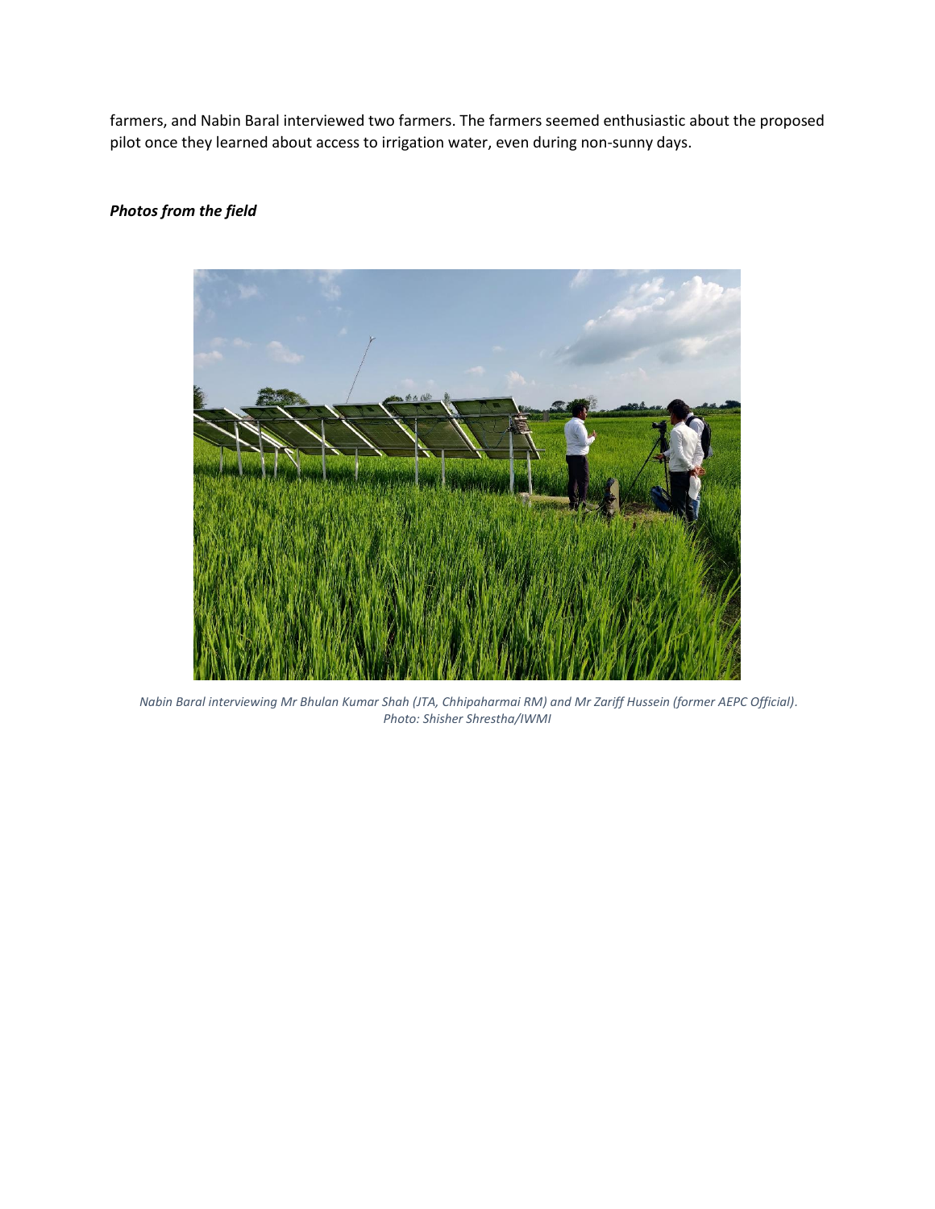farmers, and Nabin Baral interviewed two farmers. The farmers seemed enthusiastic about the proposed pilot once they learned about access to irrigation water, even during non-sunny days.

***Photos from the field***

*Nabin Baral interviewing Mr Bhulan Kumar Shah (JTA, Chhipaharmai RM) and Mr Zariff Hussein (former AEPC Official). Photo: Shisher Shrestha/IWMI*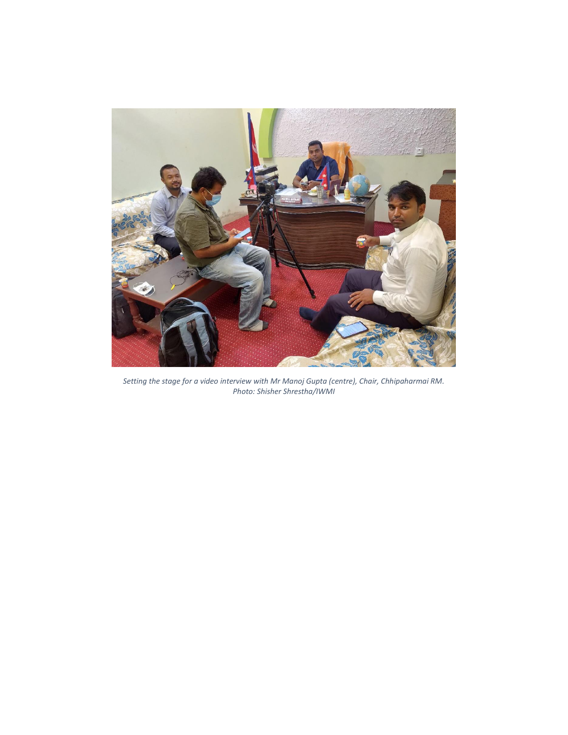*Setting the stage for a video interview with Mr Manoj Gupta (centre), Chair, Chhipaharmai RM. Photo: Shisher Shrestha/IWMI*